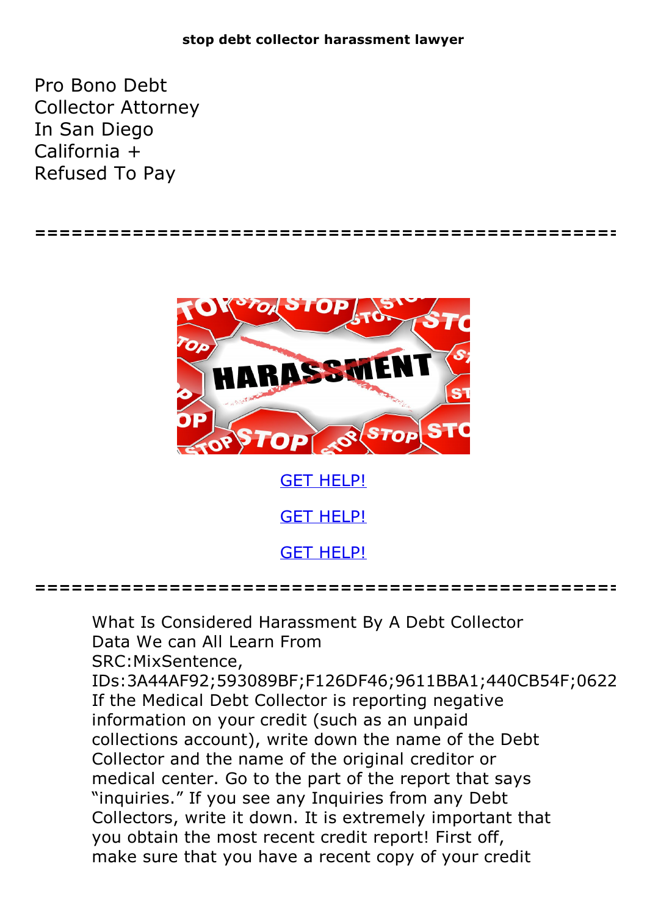**stop debt collector harassment lawyer**

Pro Bono Debt Collector Attorney In San Diego California + Refused To Pay

==================================================

GET HELP!

GET HELP!

GET HELP!

==================================================

What Is Considered Harassment By A Debt Collector Data We can All Learn From
SRC:MixSentence,
IDs:3A44AF92;593089BF;F126DF46;9611BBA1;440CB54F;0622
If the Medical Debt Collector is reporting negative information on your credit (such as an unpaid collections account), write down the name of the Debt Collector and the name of the original creditor or medical center. Go to the part of the report that says "inquiries." If you see any Inquiries from any Debt Collectors, write it down. It is extremely important that you obtain the most recent credit report! First off, make sure that you have a recent copy of your credit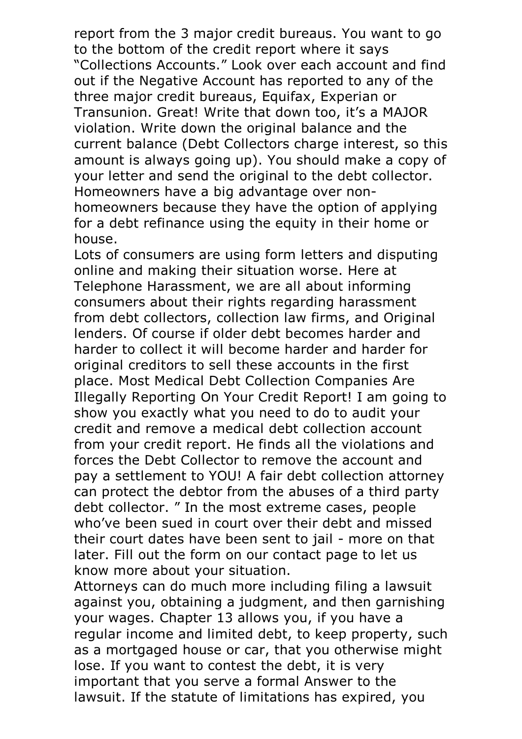report from the 3 major credit bureaus. You want to go to the bottom of the credit report where it says "Collections Accounts." Look over each account and find out if the Negative Account has reported to any of the three major credit bureaus, Equifax, Experian or Transunion. Great! Write that down too, it's a MAJOR violation. Write down the original balance and the current balance (Debt Collectors charge interest, so this amount is always going up). You should make a copy of your letter and send the original to the debt collector. Homeowners have a big advantage over non-homeowners because they have the option of applying for a debt refinance using the equity in their home or house.

Lots of consumers are using form letters and disputing online and making their situation worse. Here at Telephone Harassment, we are all about informing consumers about their rights regarding harassment from debt collectors, collection law firms, and Original lenders. Of course if older debt becomes harder and harder to collect it will become harder and harder for original creditors to sell these accounts in the first place. Most Medical Debt Collection Companies Are Illegally Reporting On Your Credit Report! I am going to show you exactly what you need to do to audit your credit and remove a medical debt collection account from your credit report. He finds all the violations and forces the Debt Collector to remove the account and pay a settlement to YOU! A fair debt collection attorney can protect the debtor from the abuses of a third party debt collector. " In the most extreme cases, people who've been sued in court over their debt and missed their court dates have been sent to jail - more on that later. Fill out the form on our contact page to let us know more about your situation.

Attorneys can do much more including filing a lawsuit against you, obtaining a judgment, and then garnishing your wages. Chapter 13 allows you, if you have a regular income and limited debt, to keep property, such as a mortgaged house or car, that you otherwise might lose. If you want to contest the debt, it is very important that you serve a formal Answer to the lawsuit. If the statute of limitations has expired, you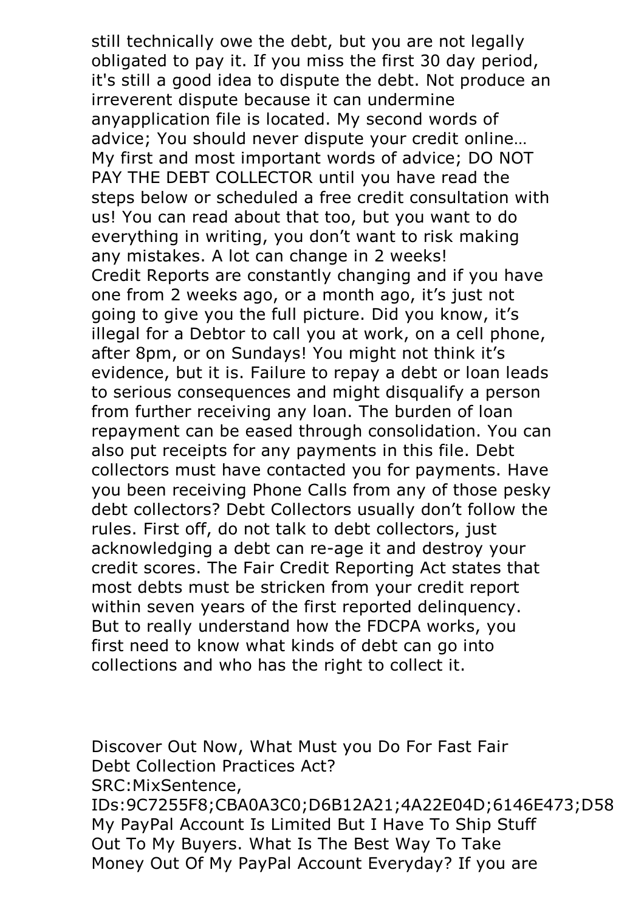still technically owe the debt, but you are not legally obligated to pay it. If you miss the first 30 day period, it's still a good idea to dispute the debt. Not produce an irreverent dispute because it can undermine anyapplication file is located. My second words of advice; You should never dispute your credit online… My first and most important words of advice; DO NOT PAY THE DEBT COLLECTOR until you have read the steps below or scheduled a free credit consultation with us! You can read about that too, but you want to do everything in writing, you don't want to risk making any mistakes. A lot can change in 2 weeks! Credit Reports are constantly changing and if you have one from 2 weeks ago, or a month ago, it's just not going to give you the full picture. Did you know, it's illegal for a Debtor to call you at work, on a cell phone, after 8pm, or on Sundays! You might not think it's evidence, but it is. Failure to repay a debt or loan leads to serious consequences and might disqualify a person from further receiving any loan. The burden of loan repayment can be eased through consolidation. You can also put receipts for any payments in this file. Debt collectors must have contacted you for payments. Have you been receiving Phone Calls from any of those pesky debt collectors? Debt Collectors usually don't follow the rules. First off, do not talk to debt collectors, just acknowledging a debt can re-age it and destroy your credit scores. The Fair Credit Reporting Act states that most debts must be stricken from your credit report within seven years of the first reported delinquency. But to really understand how the FDCPA works, you first need to know what kinds of debt can go into collections and who has the right to collect it.

Discover Out Now, What Must you Do For Fast Fair Debt Collection Practices Act?
SRC:MixSentence,
IDs:9C7255F8;CBA0A3C0;D6B12A21;4A22E04D;6146E473;D58
My PayPal Account Is Limited But I Have To Ship Stuff Out To My Buyers. What Is The Best Way To Take Money Out Of My PayPal Account Everyday? If you are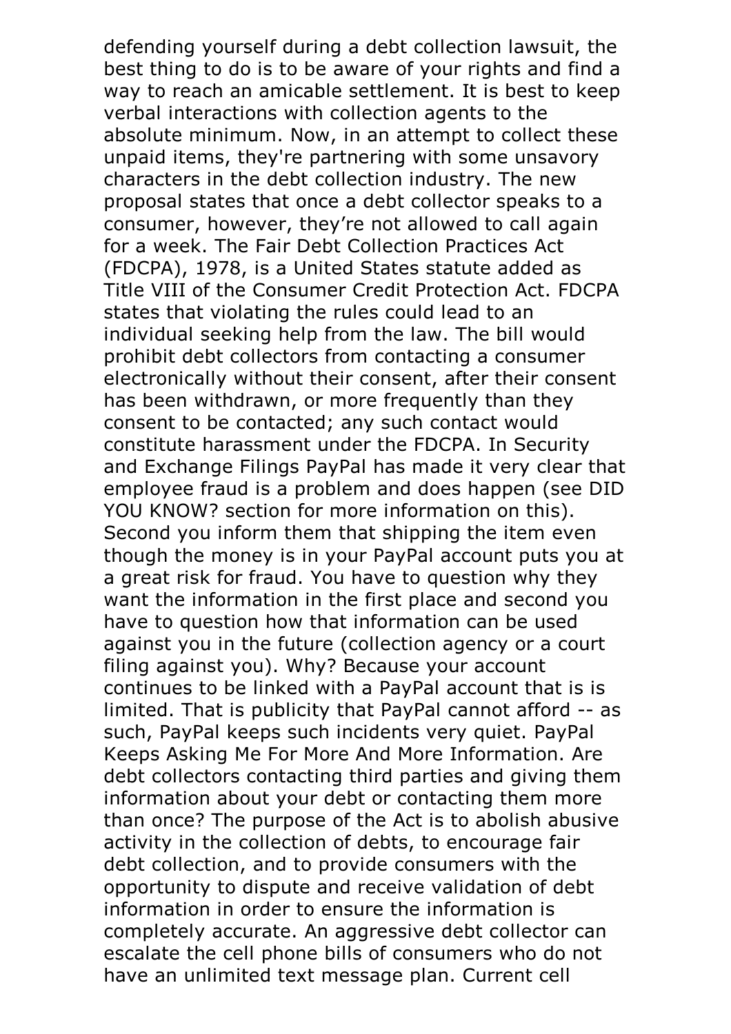defending yourself during a debt collection lawsuit, the best thing to do is to be aware of your rights and find a way to reach an amicable settlement. It is best to keep verbal interactions with collection agents to the absolute minimum. Now, in an attempt to collect these unpaid items, they're partnering with some unsavory characters in the debt collection industry. The new proposal states that once a debt collector speaks to a consumer, however, they're not allowed to call again for a week. The Fair Debt Collection Practices Act (FDCPA), 1978, is a United States statute added as Title VIII of the Consumer Credit Protection Act. FDCPA states that violating the rules could lead to an individual seeking help from the law. The bill would prohibit debt collectors from contacting a consumer electronically without their consent, after their consent has been withdrawn, or more frequently than they consent to be contacted; any such contact would constitute harassment under the FDCPA. In Security and Exchange Filings PayPal has made it very clear that employee fraud is a problem and does happen (see DID YOU KNOW? section for more information on this). Second you inform them that shipping the item even though the money is in your PayPal account puts you at a great risk for fraud. You have to question why they want the information in the first place and second you have to question how that information can be used against you in the future (collection agency or a court filing against you). Why? Because your account continues to be linked with a PayPal account that is is limited. That is publicity that PayPal cannot afford -- as such, PayPal keeps such incidents very quiet. PayPal Keeps Asking Me For More And More Information. Are debt collectors contacting third parties and giving them information about your debt or contacting them more than once? The purpose of the Act is to abolish abusive activity in the collection of debts, to encourage fair debt collection, and to provide consumers with the opportunity to dispute and receive validation of debt information in order to ensure the information is completely accurate. An aggressive debt collector can escalate the cell phone bills of consumers who do not have an unlimited text message plan. Current cell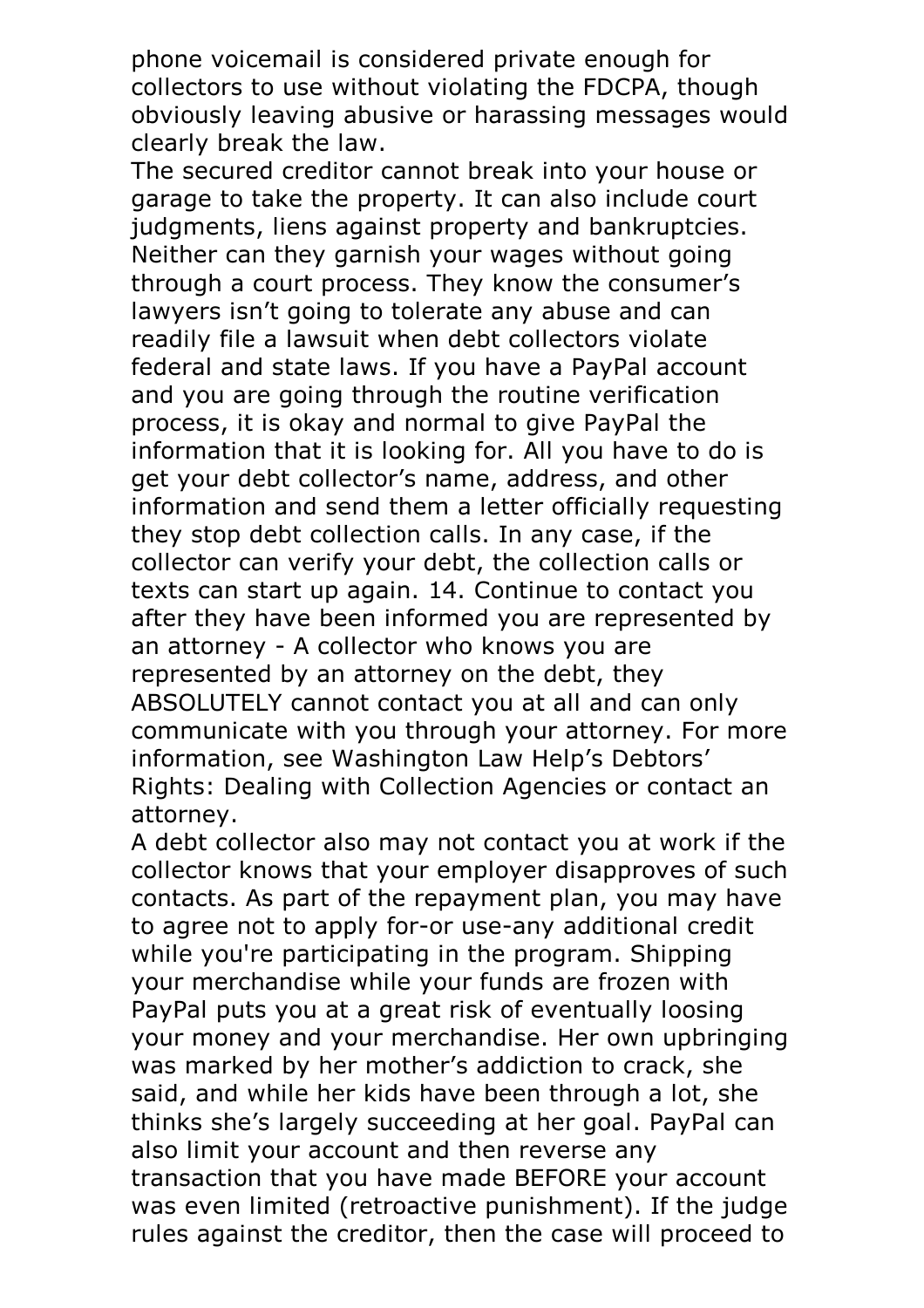phone voicemail is considered private enough for collectors to use without violating the FDCPA, though obviously leaving abusive or harassing messages would clearly break the law.

The secured creditor cannot break into your house or garage to take the property. It can also include court judgments, liens against property and bankruptcies. Neither can they garnish your wages without going through a court process. They know the consumer's lawyers isn't going to tolerate any abuse and can readily file a lawsuit when debt collectors violate federal and state laws. If you have a PayPal account and you are going through the routine verification process, it is okay and normal to give PayPal the information that it is looking for. All you have to do is get your debt collector's name, address, and other information and send them a letter officially requesting they stop debt collection calls. In any case, if the collector can verify your debt, the collection calls or texts can start up again. 14. Continue to contact you after they have been informed you are represented by an attorney - A collector who knows you are represented by an attorney on the debt, they ABSOLUTELY cannot contact you at all and can only communicate with you through your attorney. For more information, see Washington Law Help's Debtors' Rights: Dealing with Collection Agencies or contact an attorney.

A debt collector also may not contact you at work if the collector knows that your employer disapproves of such contacts. As part of the repayment plan, you may have to agree not to apply for-or use-any additional credit while you're participating in the program. Shipping your merchandise while your funds are frozen with PayPal puts you at a great risk of eventually loosing your money and your merchandise. Her own upbringing was marked by her mother's addiction to crack, she said, and while her kids have been through a lot, she thinks she's largely succeeding at her goal. PayPal can also limit your account and then reverse any transaction that you have made BEFORE your account was even limited (retroactive punishment). If the judge rules against the creditor, then the case will proceed to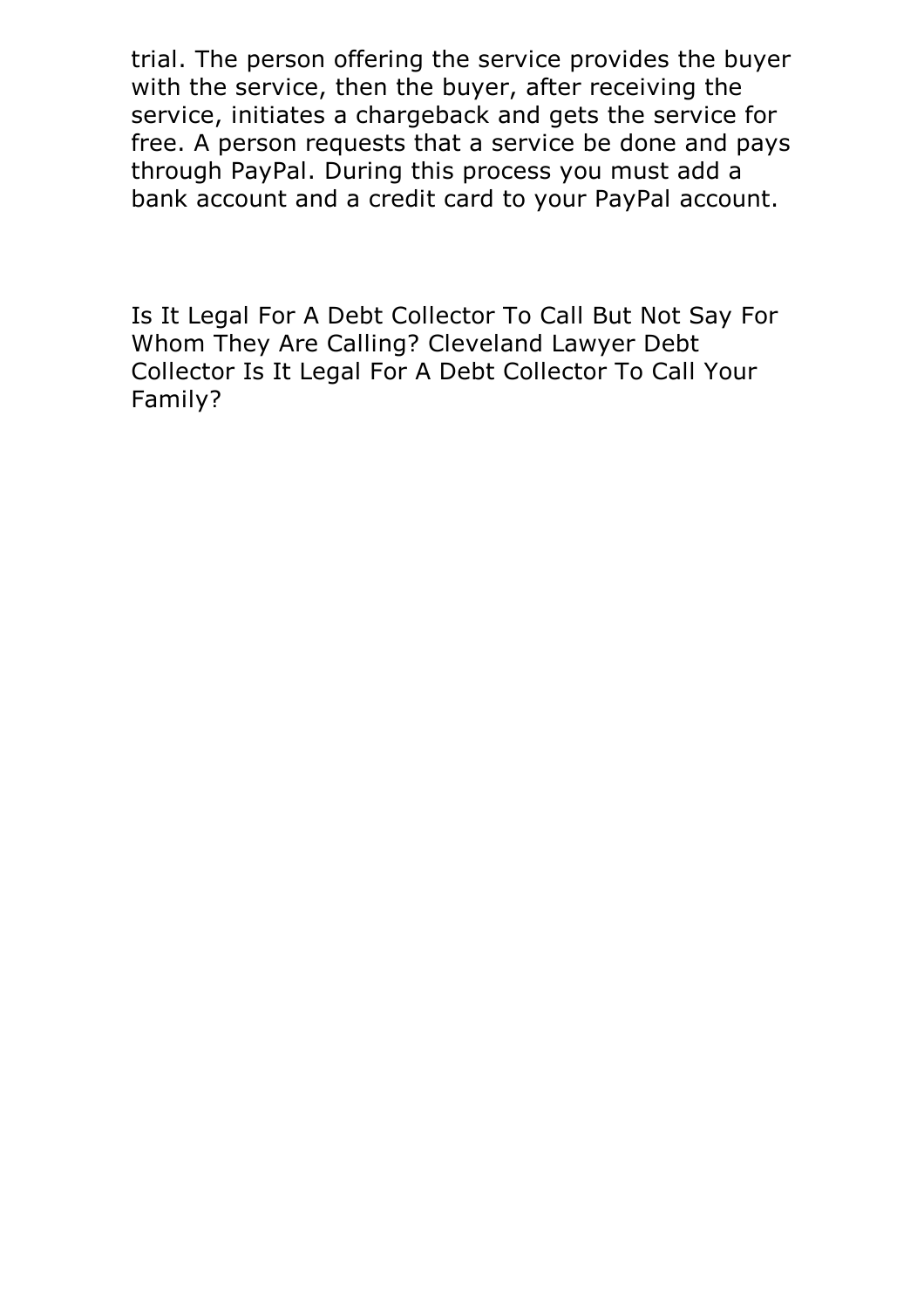trial. The person offering the service provides the buyer with the service, then the buyer, after receiving the service, initiates a chargeback and gets the service for free. A person requests that a service be done and pays through PayPal. During this process you must add a bank account and a credit card to your PayPal account.

Is It Legal For A Debt Collector To Call But Not Say For Whom They Are Calling? Cleveland Lawyer Debt Collector Is It Legal For A Debt Collector To Call Your Family?